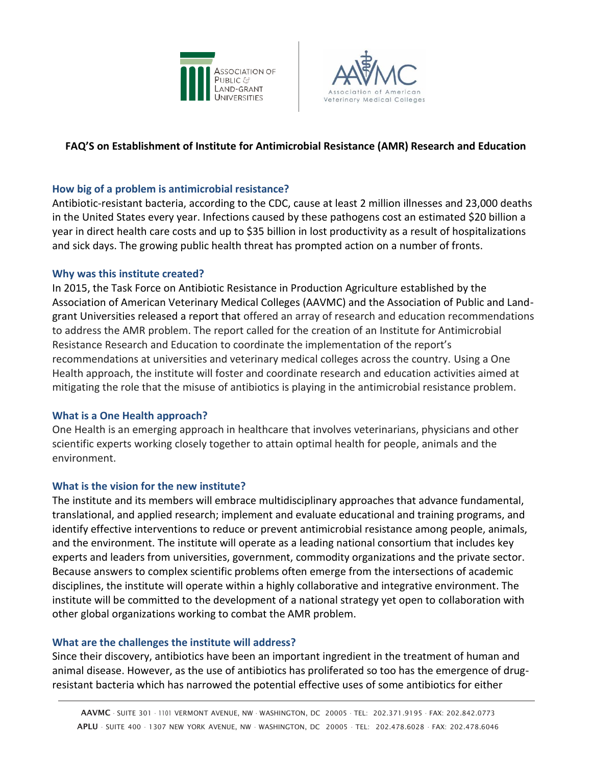**FAQ'S on Establishment of Institute for Antimicrobial Resistance (AMR) Research and Education**

### How big of a problem is antimicrobial resistance?

Antibiotic-resistant bacteria, according to the CDC, cause at least 2 million illnesses and 23,000 deaths in the United States every year. Infections caused by these pathogens cost an estimated $20 billion a year in direct health care costs and up to $35 billion in lost productivity as a result of hospitalizations and sick days. The growing public health threat has prompted action on a number of fronts.

### Why was this institute created?

In 2015, the Task Force on Antibiotic Resistance in Production Agriculture established by the Association of American Veterinary Medical Colleges (AAVMC) and the Association of Public and Land-grant Universities released a report that offered an array of research and education recommendations to address the AMR problem. The report called for the creation of an Institute for Antimicrobial Resistance Research and Education to coordinate the implementation of the report's recommendations at universities and veterinary medical colleges across the country. Using a One Health approach, the institute will foster and coordinate research and education activities aimed at mitigating the role that the misuse of antibiotics is playing in the antimicrobial resistance problem.

### What is a One Health approach?

One Health is an emerging approach in healthcare that involves veterinarians, physicians and other scientific experts working closely together to attain optimal health for people, animals and the environment.

### What is the vision for the new institute?

The institute and its members will embrace multidisciplinary approaches that advance fundamental, translational, and applied research; implement and evaluate educational and training programs, and identify effective interventions to reduce or prevent antimicrobial resistance among people, animals, and the environment. The institute will operate as a leading national consortium that includes key experts and leaders from universities, government, commodity organizations and the private sector. Because answers to complex scientific problems often emerge from the intersections of academic disciplines, the institute will operate within a highly collaborative and integrative environment. The institute will be committed to the development of a national strategy yet open to collaboration with other global organizations working to combat the AMR problem.

### What are the challenges the institute will address?

Since their discovery, antibiotics have been an important ingredient in the treatment of human and animal disease. However, as the use of antibiotics has proliferated so too has the emergence of drug-resistant bacteria which has narrowed the potential effective uses of some antibiotics for either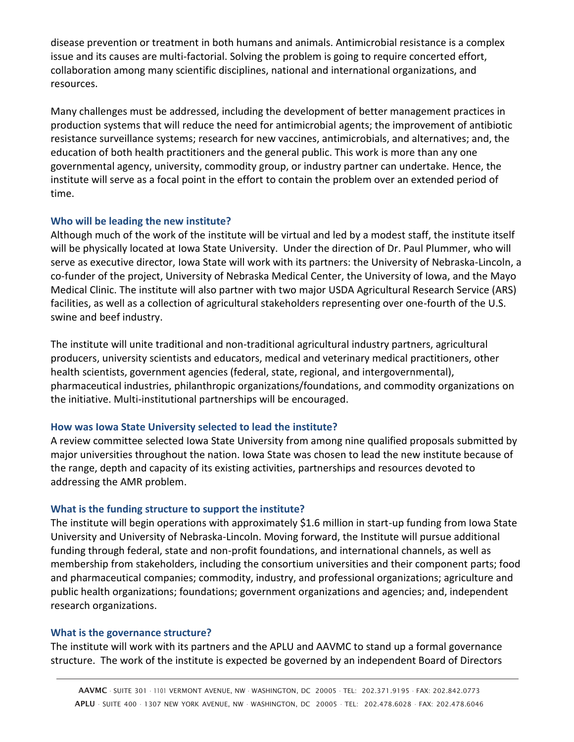disease prevention or treatment in both humans and animals. Antimicrobial resistance is a complex issue and its causes are multi-factorial. Solving the problem is going to require concerted effort, collaboration among many scientific disciplines, national and international organizations, and resources.

Many challenges must be addressed, including the development of better management practices in production systems that will reduce the need for antimicrobial agents; the improvement of antibiotic resistance surveillance systems; research for new vaccines, antimicrobials, and alternatives; and, the education of both health practitioners and the general public. This work is more than any one governmental agency, university, commodity group, or industry partner can undertake. Hence, the institute will serve as a focal point in the effort to contain the problem over an extended period of time.

### Who will be leading the new institute?

Although much of the work of the institute will be virtual and led by a modest staff, the institute itself will be physically located at Iowa State University. Under the direction of Dr. Paul Plummer, who will serve as executive director, Iowa State will work with its partners: the University of Nebraska-Lincoln, a co-funder of the project, University of Nebraska Medical Center, the University of Iowa, and the Mayo Medical Clinic. The institute will also partner with two major USDA Agricultural Research Service (ARS) facilities, as well as a collection of agricultural stakeholders representing over one-fourth of the U.S. swine and beef industry.

The institute will unite traditional and non-traditional agricultural industry partners, agricultural producers, university scientists and educators, medical and veterinary medical practitioners, other health scientists, government agencies (federal, state, regional, and intergovernmental), pharmaceutical industries, philanthropic organizations/foundations, and commodity organizations on the initiative. Multi-institutional partnerships will be encouraged.

### How was Iowa State University selected to lead the institute?

A review committee selected Iowa State University from among nine qualified proposals submitted by major universities throughout the nation. Iowa State was chosen to lead the new institute because of the range, depth and capacity of its existing activities, partnerships and resources devoted to addressing the AMR problem.

### What is the funding structure to support the institute?

The institute will begin operations with approximately $1.6 million in start-up funding from Iowa State University and University of Nebraska-Lincoln. Moving forward, the Institute will pursue additional funding through federal, state and non-profit foundations, and international channels, as well as membership from stakeholders, including the consortium universities and their component parts; food and pharmaceutical companies; commodity, industry, and professional organizations; agriculture and public health organizations; foundations; government organizations and agencies; and, independent research organizations.

### What is the governance structure?

The institute will work with its partners and the APLU and AAVMC to stand up a formal governance structure. The work of the institute is expected be governed by an independent Board of Directors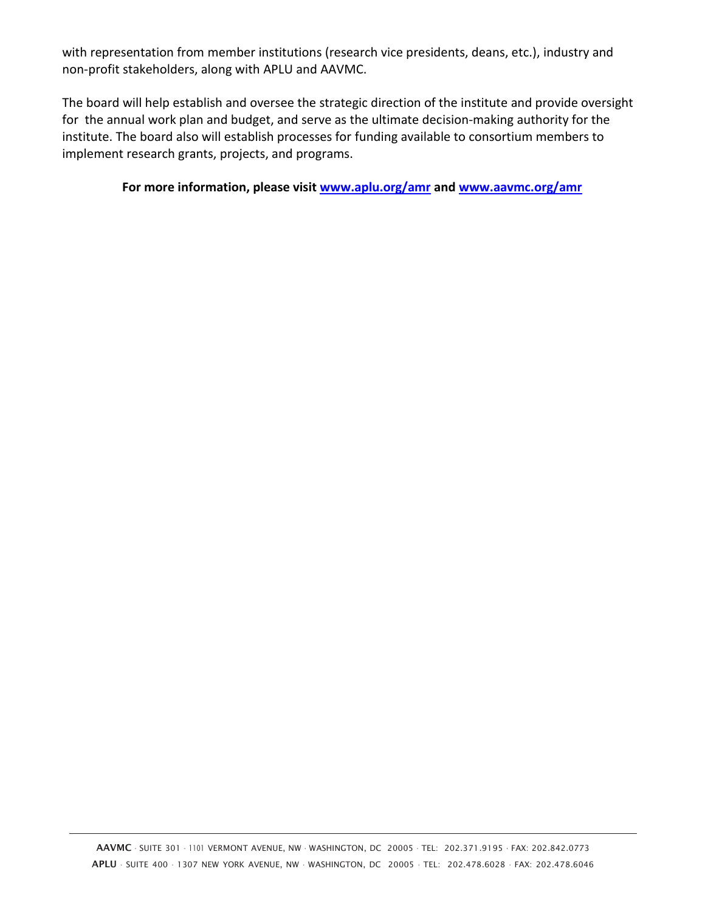with representation from member institutions (research vice presidents, deans, etc.), industry and non-profit stakeholders, along with APLU and AAVMC.

The board will help establish and oversee the strategic direction of the institute and provide oversight for the annual work plan and budget, and serve as the ultimate decision-making authority for the institute. The board also will establish processes for funding available to consortium members to implement research grants, projects, and programs.

**For more information, please visit [www.aplu.org/amr](http://www.aplu.org/amr) and [www.aavmc.org/amr](http://www.aavmc.org/amr)**

**AAVMC** · SUITE 301 · 1101 VERMONT AVENUE, NW · WASHINGTON, DC 20005 · TEL: 202.371.9195 · FAX: 202.842.0773

**APLU** · SUITE 400 · 1307 NEW YORK AVENUE, NW · WASHINGTON, DC 20005 · TEL: 202.478.6028 · FAX: 202.478.6046